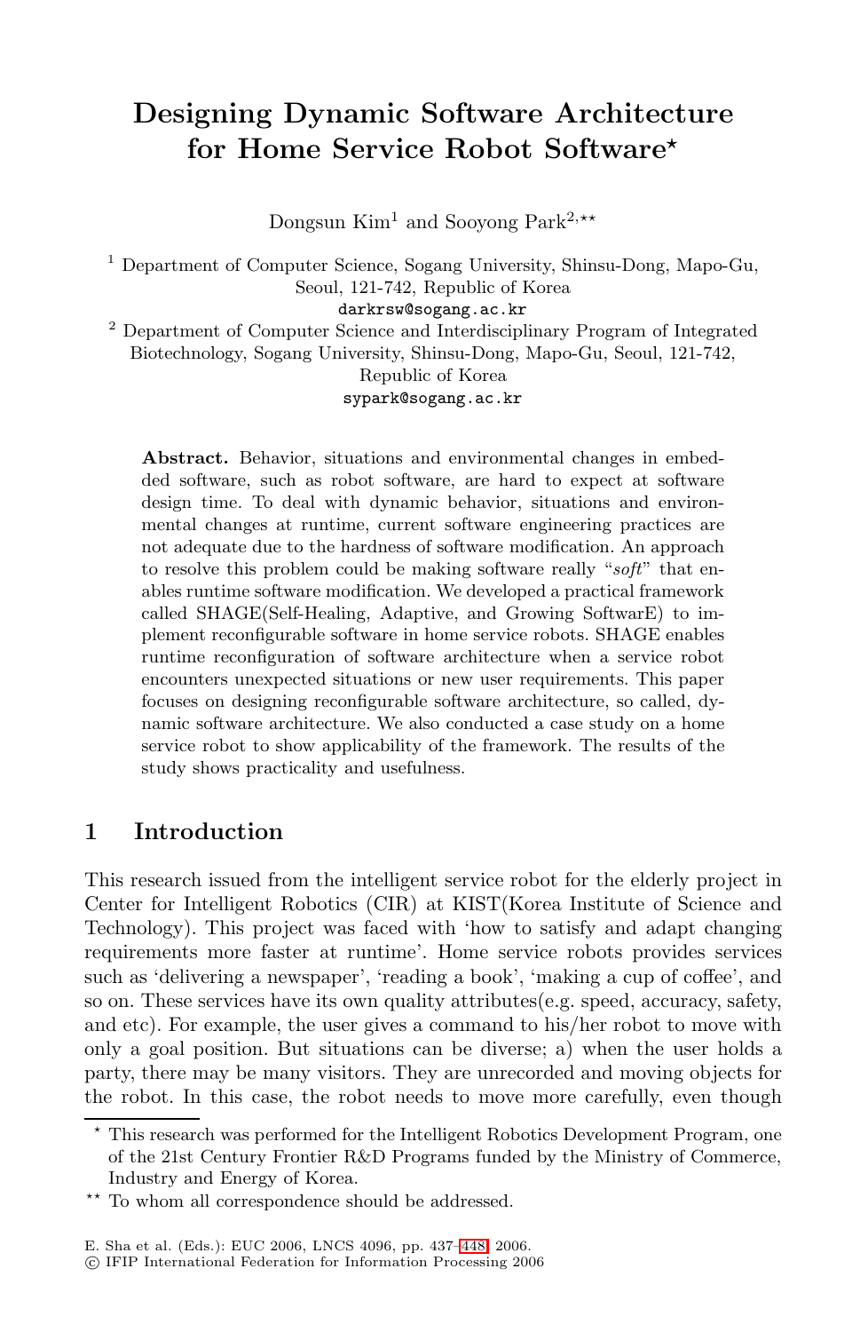# Designing Dynamic Software Architecture for Home Service Robot Software*

Dongsun Kim[1] and Sooyong Park[2,**]

[1] Department of Computer Science, Sogang University, Shinsu-Dong, Mapo-Gu, Seoul, 121-742, Republic of Korea
darkrsw@sogang.ac.kr

[2] Department of Computer Science and Interdisciplinary Program of Integrated Biotechnology, Sogang University, Shinsu-Dong, Mapo-Gu, Seoul, 121-742, Republic of Korea
sypark@sogang.ac.kr

**Abstract.** Behavior, situations and environmental changes in embedded software, such as robot software, are hard to expect at software design time. To deal with dynamic behavior, situations and environmental changes at runtime, current software engineering practices are not adequate due to the hardness of software modification. An approach to resolve this problem could be making software really "*soft*" that enables runtime software modification. We developed a practical framework called SHAGE(Self-Healing, Adaptive, and Growing SoftwarE) to implement reconfigurable software in home service robots. SHAGE enables runtime reconfiguration of software architecture when a service robot encounters unexpected situations or new user requirements. This paper focuses on designing reconfigurable software architecture, so called, dynamic software architecture. We also conducted a case study on a home service robot to show applicability of the framework. The results of the study shows practicality and usefulness.

## 1 Introduction

This research issued from the intelligent service robot for the elderly project in Center for Intelligent Robotics (CIR) at KIST(Korea Institute of Science and Technology). This project was faced with 'how to satisfy and adapt changing requirements more faster at runtime'. Home service robots provides services such as 'delivering a newspaper', 'reading a book', 'making a cup of coffee', and so on. These services have its own quality attributes(e.g. speed, accuracy, safety, and etc). For example, the user gives a command to his/her robot to move with only a goal position. But situations can be diverse; a) when the user holds a party, there may be many visitors. They are unrecorded and moving objects for the robot. In this case, the robot needs to move more carefully, even though

---

* This research was performed for the Intelligent Robotics Development Program, one of the 21st Century Frontier R&D Programs funded by the Ministry of Commerce, Industry and Energy of Korea.

** To whom all correspondence should be addressed.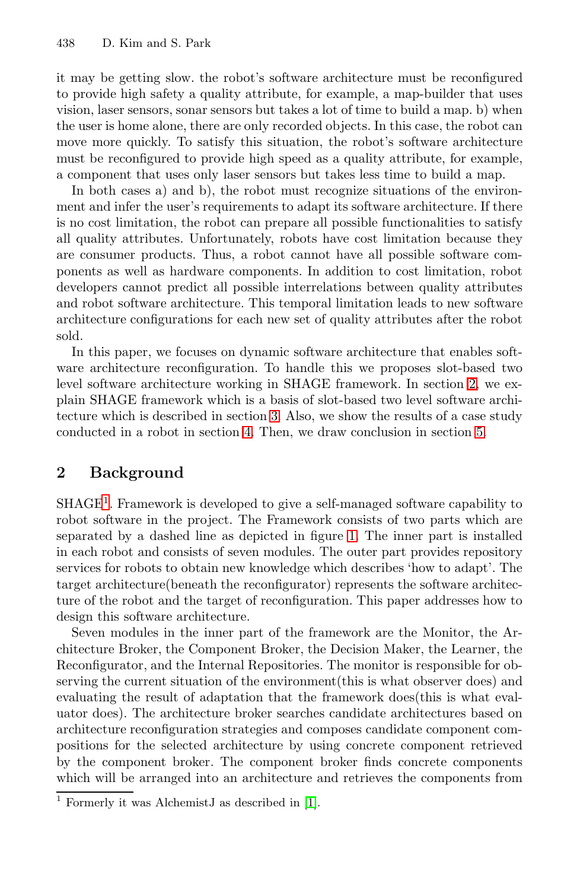it may be getting slow. the robot's software architecture must be reconfigured to provide high safety a quality attribute, for example, a map-builder that uses vision, laser sensors, sonar sensors but takes a lot of time to build a map. b) when the user is home alone, there are only recorded objects. In this case, the robot can move more quickly. To satisfy this situation, the robot's software architecture must be reconfigured to provide high speed as a quality attribute, for example, a component that uses only laser sensors but takes less time to build a map.

In both cases a) and b), the robot must recognize situations of the environment and infer the user's requirements to adapt its software architecture. If there is no cost limitation, the robot can prepare all possible functionalities to satisfy all quality attributes. Unfortunately, robots have cost limitation because they are consumer products. Thus, a robot cannot have all possible software components as well as hardware components. In addition to cost limitation, robot developers cannot predict all possible interrelations between quality attributes and robot software architecture. This temporal limitation leads to new software architecture configurations for each new set of quality attributes after the robot sold.

In this paper, we focuses on dynamic software architecture that enables software architecture reconfiguration. To handle this we proposes slot-based two level software architecture working in SHAGE framework. In section 2, we explain SHAGE framework which is a basis of slot-based two level software architecture which is described in section 3. Also, we show the results of a case study conducted in a robot in section 4. Then, we draw conclusion in section 5.

## 2 Background

SHAGE[1]. Framework is developed to give a self-managed software capability to robot software in the project. The Framework consists of two parts which are separated by a dashed line as depicted in figure 1. The inner part is installed in each robot and consists of seven modules. The outer part provides repository services for robots to obtain new knowledge which describes 'how to adapt'. The target architecture(beneath the reconfigurator) represents the software architecture of the robot and the target of reconfiguration. This paper addresses how to design this software architecture.

Seven modules in the inner part of the framework are the Monitor, the Architecture Broker, the Component Broker, the Decision Maker, the Learner, the Reconfigurator, and the Internal Repositories. The monitor is responsible for observing the current situation of the environment(this is what observer does) and evaluating the result of adaptation that the framework does(this is what evaluator does). The architecture broker searches candidate architectures based on architecture reconfiguration strategies and composes candidate component compositions for the selected architecture by using concrete component retrieved by the component broker. The component broker finds concrete components which will be arranged into an architecture and retrieves the components from

[1] Formerly it was AlchemistJ as described in [1].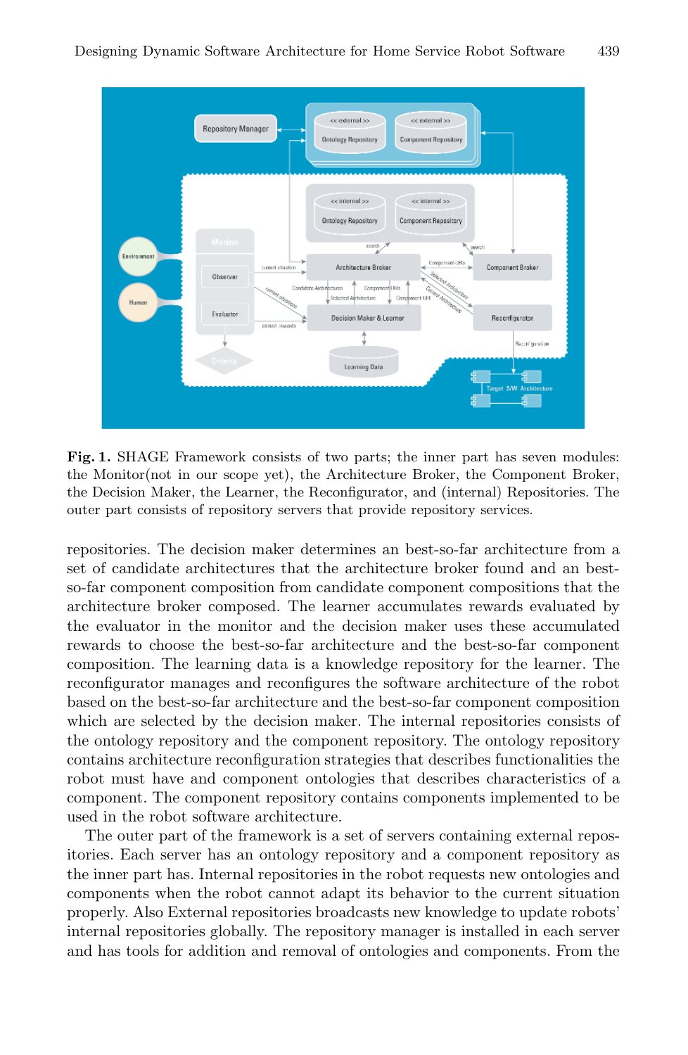**Fig. 1.** SHAGE Framework consists of two parts; the inner part has seven modules: the Monitor(not in our scope yet), the Architecture Broker, the Component Broker, the Decision Maker, the Learner, the Reconfigurator, and (internal) Repositories. The outer part consists of repository servers that provide repository services.

repositories. The decision maker determines an best-so-far architecture from a set of candidate architectures that the architecture broker found and an best-so-far component composition from candidate component compositions that the architecture broker composed. The learner accumulates rewards evaluated by the evaluator in the monitor and the decision maker uses these accumulated rewards to choose the best-so-far architecture and the best-so-far component composition. The learning data is a knowledge repository for the learner. The reconfigurator manages and reconfigures the software architecture of the robot based on the best-so-far architecture and the best-so-far component composition which are selected by the decision maker. The internal repositories consists of the ontology repository and the component repository. The ontology repository contains architecture reconfiguration strategies that describes functionalities the robot must have and component ontologies that describes characteristics of a component. The component repository contains components implemented to be used in the robot software architecture.

The outer part of the framework is a set of servers containing external repositories. Each server has an ontology repository and a component repository as the inner part has. Internal repositories in the robot requests new ontologies and components when the robot cannot adapt its behavior to the current situation properly. Also External repositories broadcasts new knowledge to update robots' internal repositories globally. The repository manager is installed in each server and has tools for addition and removal of ontologies and components. From the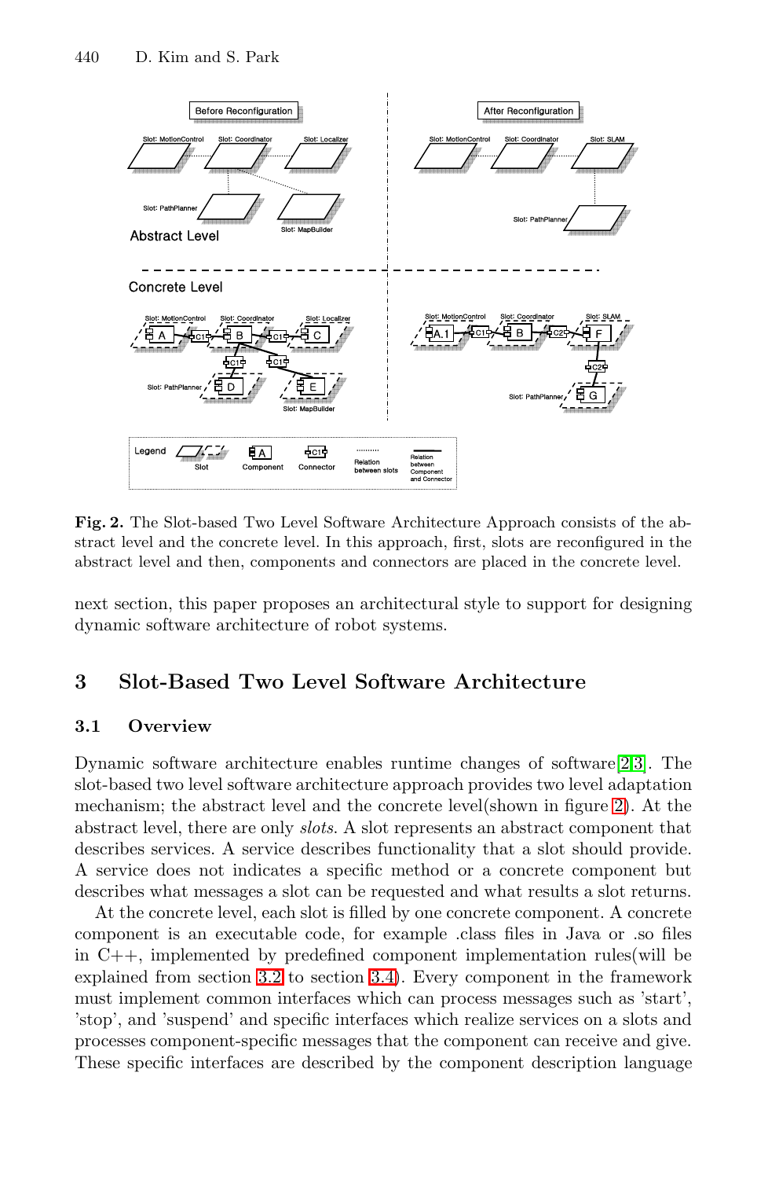**Fig. 2.** The Slot-based Two Level Software Architecture Approach consists of the abstract level and the concrete level. In this approach, first, slots are reconfigured in the abstract level and then, components and connectors are placed in the concrete level.

next section, this paper proposes an architectural style to support for designing dynamic software architecture of robot systems.

## 3 Slot-Based Two Level Software Architecture

### 3.1 Overview

Dynamic software architecture enables runtime changes of software[2,3]. The slot-based two level software architecture approach provides two level adaptation mechanism; the abstract level and the concrete level(shown in figure 2). At the abstract level, there are only *slots*. A slot represents an abstract component that describes services. A service describes functionality that a slot should provide. A service does not indicates a specific method or a concrete component but describes what messages a slot can be requested and what results a slot returns.

At the concrete level, each slot is filled by one concrete component. A concrete component is an executable code, for example .class files in Java or .so files in C++, implemented by predefined component implementation rules(will be explained from section 3.2 to section 3.4). Every component in the framework must implement common interfaces which can process messages such as 'start', 'stop', and 'suspend' and specific interfaces which realize services on a slots and processes component-specific messages that the component can receive and give. These specific interfaces are described by the component description language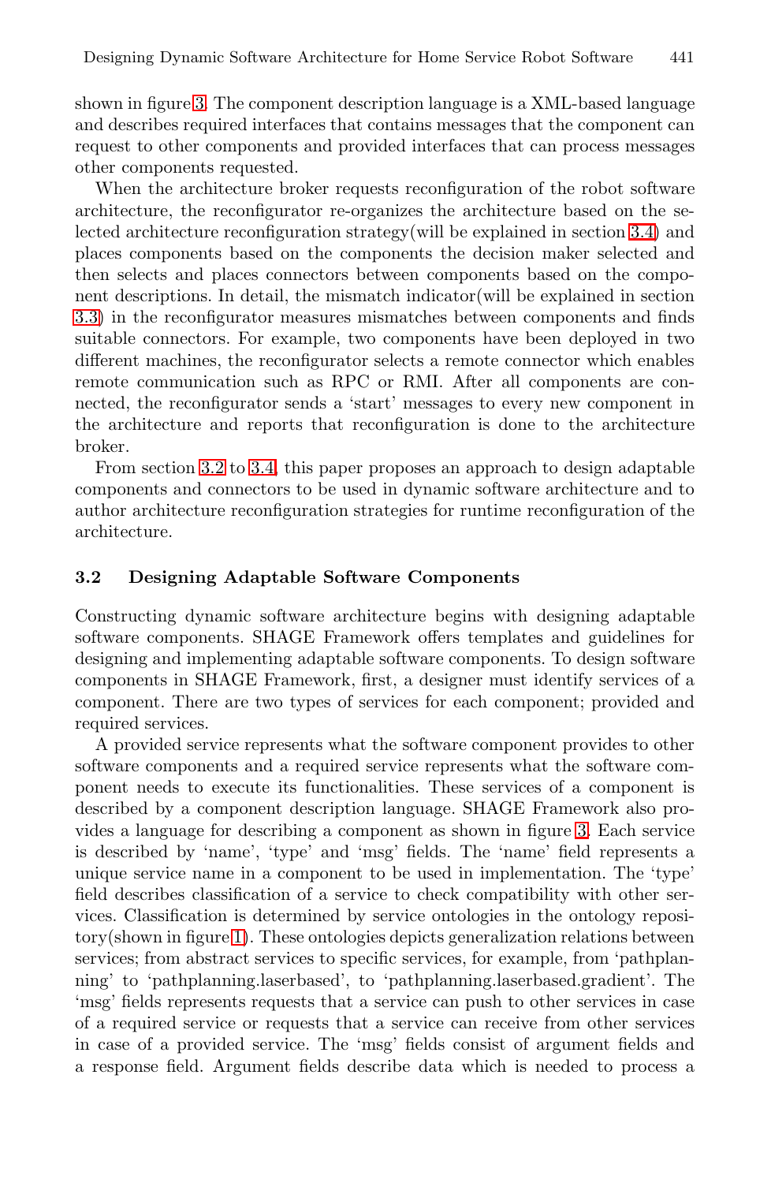shown in figure 3. The component description language is a XML-based language and describes required interfaces that contains messages that the component can request to other components and provided interfaces that can process messages other components requested.

When the architecture broker requests reconfiguration of the robot software architecture, the reconfigurator re-organizes the architecture based on the selected architecture reconfiguration strategy(will be explained in section 3.4) and places components based on the components the decision maker selected and then selects and places connectors between components based on the component descriptions. In detail, the mismatch indicator(will be explained in section 3.3) in the reconfigurator measures mismatches between components and finds suitable connectors. For example, two components have been deployed in two different machines, the reconfigurator selects a remote connector which enables remote communication such as RPC or RMI. After all components are connected, the reconfigurator sends a 'start' messages to every new component in the architecture and reports that reconfiguration is done to the architecture broker.

From section 3.2 to 3.4, this paper proposes an approach to design adaptable components and connectors to be used in dynamic software architecture and to author architecture reconfiguration strategies for runtime reconfiguration of the architecture.

### 3.2 Designing Adaptable Software Components

Constructing dynamic software architecture begins with designing adaptable software components. SHAGE Framework offers templates and guidelines for designing and implementing adaptable software components. To design software components in SHAGE Framework, first, a designer must identify services of a component. There are two types of services for each component; provided and required services.

A provided service represents what the software component provides to other software components and a required service represents what the software component needs to execute its functionalities. These services of a component is described by a component description language. SHAGE Framework also provides a language for describing a component as shown in figure 3. Each service is described by 'name', 'type' and 'msg' fields. The 'name' field represents a unique service name in a component to be used in implementation. The 'type' field describes classification of a service to check compatibility with other services. Classification is determined by service ontologies in the ontology repository(shown in figure 1). These ontologies depicts generalization relations between services; from abstract services to specific services, for example, from 'pathplanning' to 'pathplanning.laserbased', to 'pathplanning.laserbased.gradient'. The 'msg' fields represents requests that a service can push to other services in case of a required service or requests that a service can receive from other services in case of a provided service. The 'msg' fields consist of argument fields and a response field. Argument fields describe data which is needed to process a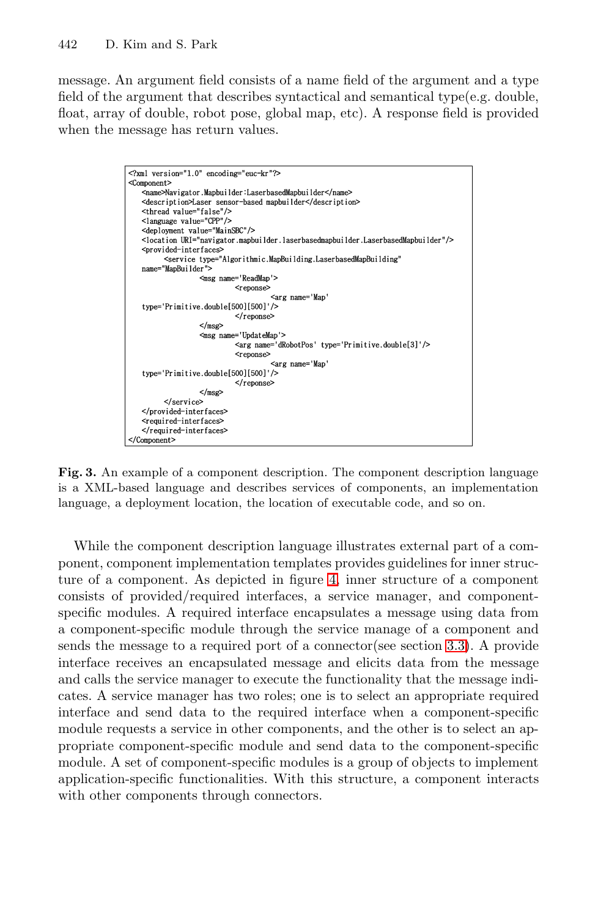message. An argument field consists of a name field of the argument and a type field of the argument that describes syntactical and semantical type(e.g. double, float, array of double, robot pose, global map, etc). A response field is provided when the message has return values.

```
<?xml version="1.0" encoding="euc-kr"?>
<Component>
    <name>Navigator.Mapbuilder:LaserbasedMapbuilder</name>
    <description>Laser sensor-based mapbuilder</description>
    <thread value="false"/>
    <language value="CPP"/>
    <deployment value="MainSBC"/>
    <location URI="navigator.mapbuilder.laserbasedmapbuilder.LaserbasedMapbuilder"/>
    <provided-interfaces>
          <service type="Algorithmic.MapBuilding.LaserbasedMapBuilding"
    name="MapBuilder">
                    <msg name='ReadMap'>
                              <reponse>
                                        <arg name='Map'
    type='Primitive.double[500][500]'/>
                              </reponse>
                    </msg>
                    <msg name='UpdateMap'>
                              <arg name='dRobotPos' type='Primitive.double[3]'/>
                              <reponse>
                                        <arg name='Map'
    type='Primitive.double[500][500]'/>
                              </reponse>
                    </msg>
          </service>
    </provided-interfaces>
    <required-interfaces>
    </required-interfaces>
</Component>
```

**Fig. 3.** An example of a component description. The component description language is a XML-based language and describes services of components, an implementation language, a deployment location, the location of executable code, and so on.

While the component description language illustrates external part of a component, component implementation templates provides guidelines for inner structure of a component. As depicted in figure 4, inner structure of a component consists of provided/required interfaces, a service manager, and component-specific modules. A required interface encapsulates a message using data from a component-specific module through the service manage of a component and sends the message to a required port of a connector(see section 3.3). A provide interface receives an encapsulated message and elicits data from the message and calls the service manager to execute the functionality that the message indicates. A service manager has two roles; one is to select an appropriate required interface and send data to the required interface when a component-specific module requests a service in other components, and the other is to select an appropriate component-specific module and send data to the component-specific module. A set of component-specific modules is a group of objects to implement application-specific functionalities. With this structure, a component interacts with other components through connectors.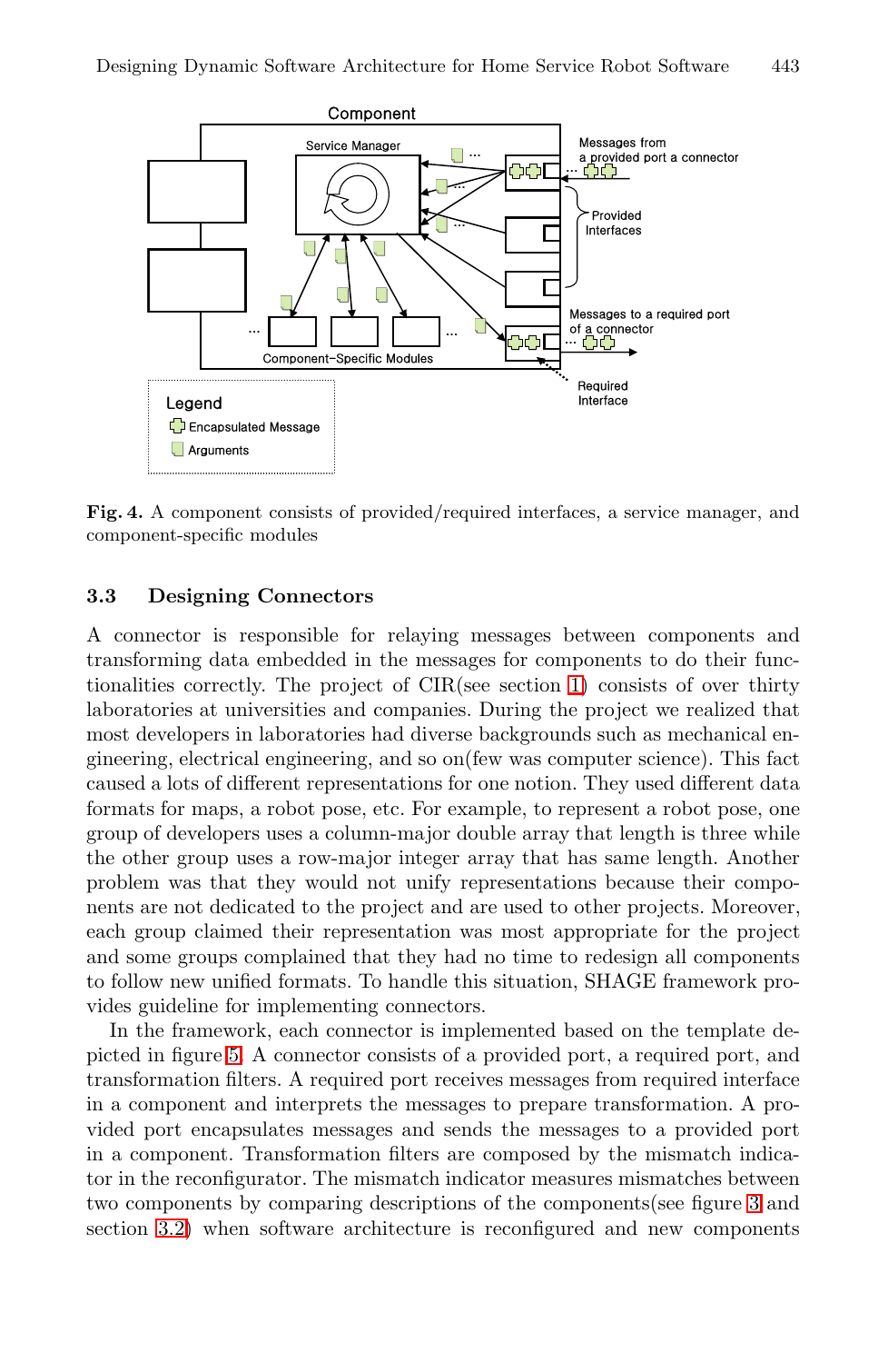Component

Service Manager

Messages from a provided port a connector

Provided Interfaces

Messages to a required port of a connector

Required Interface

Component-Specific Modules

Legend

Encapsulated Message

Arguments

**Fig. 4.** A component consists of provided/required interfaces, a service manager, and component-specific modules

### 3.3 Designing Connectors

A connector is responsible for relaying messages between components and transforming data embedded in the messages for components to do their functionalities correctly. The project of CIR(see section 1) consists of over thirty laboratories at universities and companies. During the project we realized that most developers in laboratories had diverse backgrounds such as mechanical engineering, electrical engineering, and so on(few was computer science). This fact caused a lots of different representations for one notion. They used different data formats for maps, a robot pose, etc. For example, to represent a robot pose, one group of developers uses a column-major double array that length is three while the other group uses a row-major integer array that has same length. Another problem was that they would not unify representations because their components are not dedicated to the project and are used to other projects. Moreover, each group claimed their representation was most appropriate for the project and some groups complained that they had no time to redesign all components to follow new unified formats. To handle this situation, SHAGE framework provides guideline for implementing connectors.

In the framework, each connector is implemented based on the template depicted in figure 5. A connector consists of a provided port, a required port, and transformation filters. A required port receives messages from required interface in a component and interprets the messages to prepare transformation. A provided port encapsulates messages and sends the messages to a provided port in a component. Transformation filters are composed by the mismatch indicator in the reconfigurator. The mismatch indicator measures mismatches between two components by comparing descriptions of the components(see figure 3 and section 3.2) when software architecture is reconfigured and new components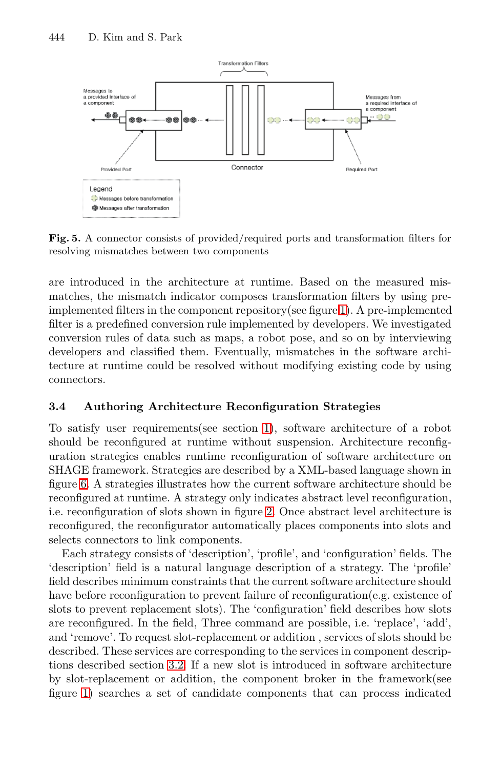**Fig. 5.** A connector consists of provided/required ports and transformation filters for resolving mismatches between two components

are introduced in the architecture at runtime. Based on the measured mismatches, the mismatch indicator composes transformation filters by using pre-implemented filters in the component repository(see figure 1). A pre-implemented filter is a predefined conversion rule implemented by developers. We investigated conversion rules of data such as maps, a robot pose, and so on by interviewing developers and classified them. Eventually, mismatches in the software architecture at runtime could be resolved without modifying existing code by using connectors.

### 3.4 Authoring Architecture Reconfiguration Strategies

To satisfy user requirements(see section 1), software architecture of a robot should be reconfigured at runtime without suspension. Architecture reconfiguration strategies enables runtime reconfiguration of software architecture on SHAGE framework. Strategies are described by a XML-based language shown in figure 6. A strategies illustrates how the current software architecture should be reconfigured at runtime. A strategy only indicates abstract level reconfiguration, i.e. reconfiguration of slots shown in figure 2. Once abstract level architecture is reconfigured, the reconfigurator automatically places components into slots and selects connectors to link components.

Each strategy consists of 'description', 'profile', and 'configuration' fields. The 'description' field is a natural language description of a strategy. The 'profile' field describes minimum constraints that the current software architecture should have before reconfiguration to prevent failure of reconfiguration(e.g. existence of slots to prevent replacement slots). The 'configuration' field describes how slots are reconfigured. In the field, Three command are possible, i.e. 'replace', 'add', and 'remove'. To request slot-replacement or addition , services of slots should be described. These services are corresponding to the services in component descriptions described section 3.2. If a new slot is introduced in software architecture by slot-replacement or addition, the component broker in the framework(see figure 1) searches a set of candidate components that can process indicated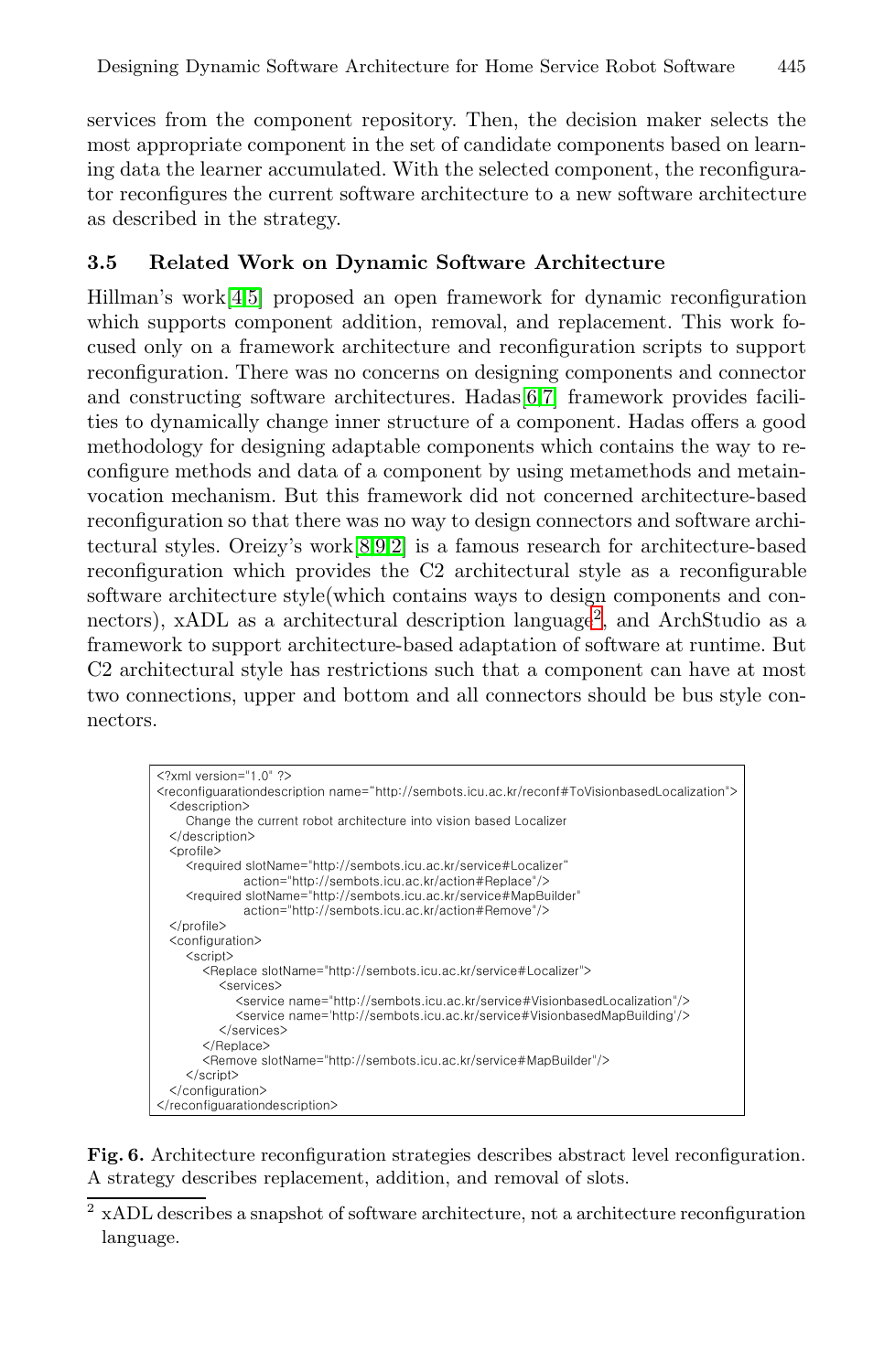services from the component repository. Then, the decision maker selects the most appropriate component in the set of candidate components based on learning data the learner accumulated. With the selected component, the reconfigurator reconfigures the current software architecture to a new software architecture as described in the strategy.

### 3.5 Related Work on Dynamic Software Architecture

Hillman's work[4,5] proposed an open framework for dynamic reconfiguration which supports component addition, removal, and replacement. This work focused only on a framework architecture and reconfiguration scripts to support reconfiguration. There was no concerns on designing components and connector and constructing software architectures. Hadas[6,7] framework provides facilities to dynamically change inner structure of a component. Hadas offers a good methodology for designing adaptable components which contains the way to reconfigure methods and data of a component by using metamethods and metainvocation mechanism. But this framework did not concerned architecture-based reconfiguration so that there was no way to design connectors and software architectural styles. Oreizy's work[8,9,2] is a famous research for architecture-based reconfiguration which provides the C2 architectural style as a reconfigurable software architecture style(which contains ways to design components and connectors), xADL as a architectural description language[2], and ArchStudio as a framework to support architecture-based adaptation of software at runtime. But C2 architectural style has restrictions such that a component can have at most two connections, upper and bottom and all connectors should be bus style connectors.

```
<?xml version="1.0" ?>
<reconfiguarationdescription name="http://sembots.icu.ac.kr/reconf#ToVisionbasedLocalization">
  <description>
    Change the current robot architecture into vision based Localizer
  </description>
  <profile>
    <required slotName="http://sembots.icu.ac.kr/service#Localizer"
              action="http://sembots.icu.ac.kr/action#Replace"/>
    <required slotName="http://sembots.icu.ac.kr/service#MapBuilder"
              action="http://sembots.icu.ac.kr/action#Remove"/>
  </profile>
  <configuration>
    <script>
      <Replace slotName="http://sembots.icu.ac.kr/service#Localizer">
        <services>
          <service name="http://sembots.icu.ac.kr/service#VisionbasedLocalization"/>
          <service name='http://sembots.icu.ac.kr/service#VisionbasedMapBuilding'/>
        </services>
      </Replace>
      <Remove slotName="http://sembots.icu.ac.kr/service#MapBuilder"/>
    </script>
  </configuration>
</reconfiguarationdescription>
```

**Fig. 6.** Architecture reconfiguration strategies describes abstract level reconfiguration. A strategy describes replacement, addition, and removal of slots.

[2] xADL describes a snapshot of software architecture, not a architecture reconfiguration language.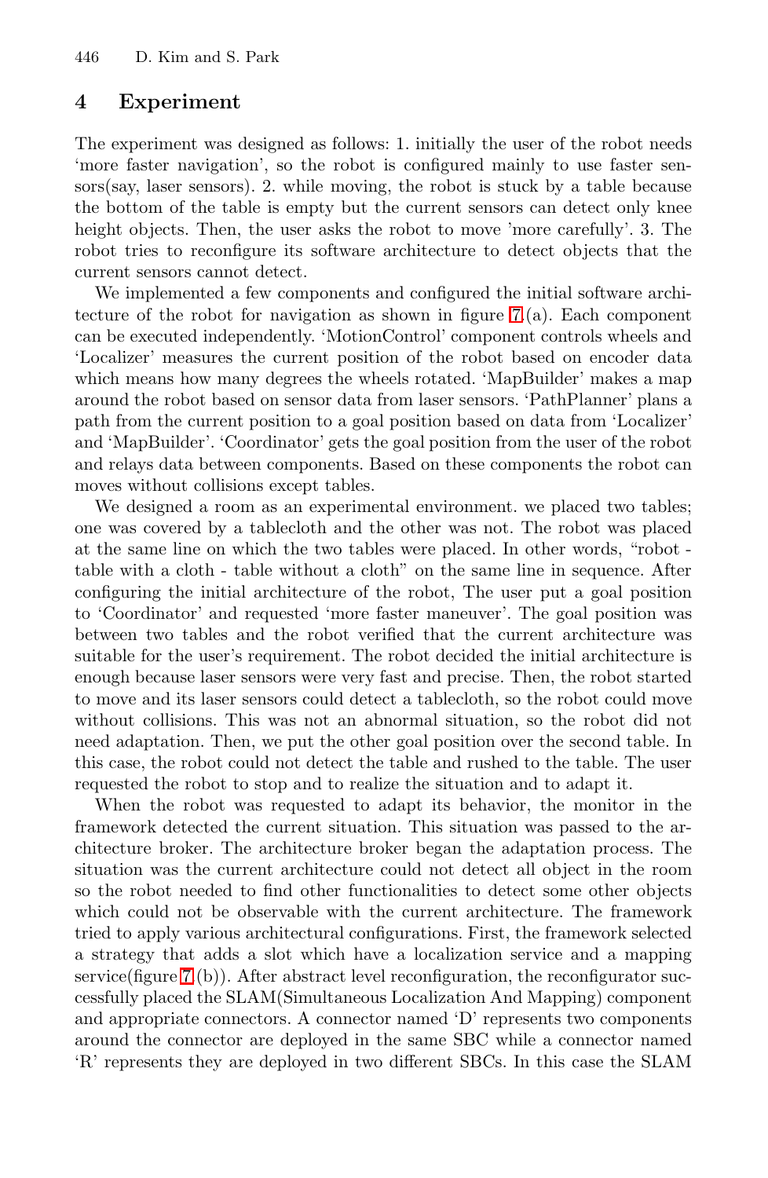## 4 Experiment

The experiment was designed as follows: 1. initially the user of the robot needs 'more faster navigation', so the robot is configured mainly to use faster sensors(say, laser sensors). 2. while moving, the robot is stuck by a table because the bottom of the table is empty but the current sensors can detect only knee height objects. Then, the user asks the robot to move 'more carefully'. 3. The robot tries to reconfigure its software architecture to detect objects that the current sensors cannot detect.

We implemented a few components and configured the initial software architecture of the robot for navigation as shown in figure 7.(a). Each component can be executed independently. 'MotionControl' component controls wheels and 'Localizer' measures the current position of the robot based on encoder data which means how many degrees the wheels rotated. 'MapBuilder' makes a map around the robot based on sensor data from laser sensors. 'PathPlanner' plans a path from the current position to a goal position based on data from 'Localizer' and 'MapBuilder'. 'Coordinator' gets the goal position from the user of the robot and relays data between components. Based on these components the robot can moves without collisions except tables.

We designed a room as an experimental environment. we placed two tables; one was covered by a tablecloth and the other was not. The robot was placed at the same line on which the two tables were placed. In other words, "robot - table with a cloth - table without a cloth" on the same line in sequence. After configuring the initial architecture of the robot, The user put a goal position to 'Coordinator' and requested 'more faster maneuver'. The goal position was between two tables and the robot verified that the current architecture was suitable for the user's requirement. The robot decided the initial architecture is enough because laser sensors were very fast and precise. Then, the robot started to move and its laser sensors could detect a tablecloth, so the robot could move without collisions. This was not an abnormal situation, so the robot did not need adaptation. Then, we put the other goal position over the second table. In this case, the robot could not detect the table and rushed to the table. The user requested the robot to stop and to realize the situation and to adapt it.

When the robot was requested to adapt its behavior, the monitor in the framework detected the current situation. This situation was passed to the architecture broker. The architecture broker began the adaptation process. The situation was the current architecture could not detect all object in the room so the robot needed to find other functionalities to detect some other objects which could not be observable with the current architecture. The framework tried to apply various architectural configurations. First, the framework selected a strategy that adds a slot which have a localization service and a mapping service(figure 7.(b)). After abstract level reconfiguration, the reconfigurator successfully placed the SLAM(Simultaneous Localization And Mapping) component and appropriate connectors. A connector named 'D' represents two components around the connector are deployed in the same SBC while a connector named 'R' represents they are deployed in two different SBCs. In this case the SLAM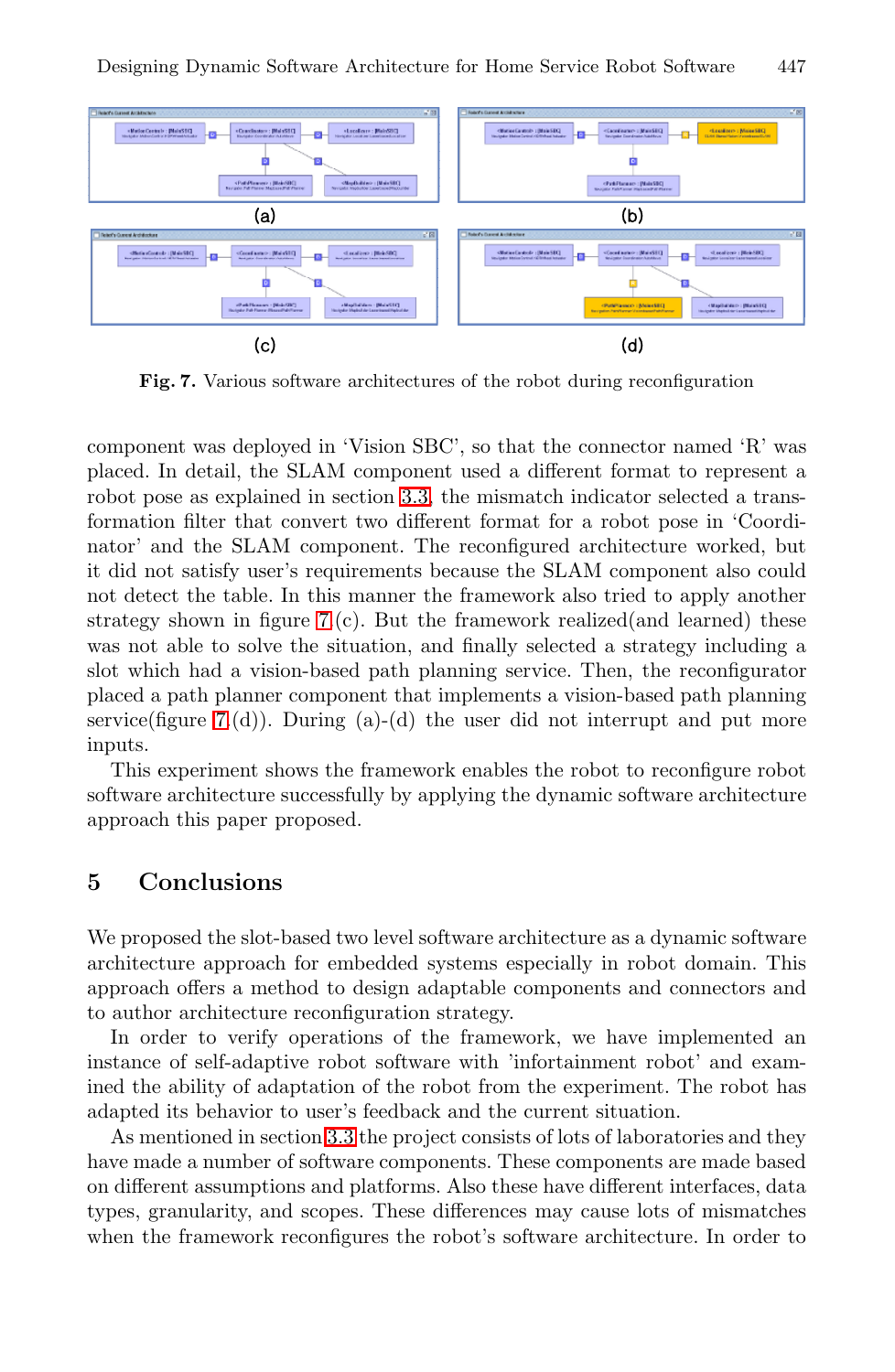(a)

(b)

(c)

(d)

**Fig. 7.** Various software architectures of the robot during reconfiguration

component was deployed in 'Vision SBC', so that the connector named 'R' was placed. In detail, the SLAM component used a different format to represent a robot pose as explained in section 3.3, the mismatch indicator selected a transformation filter that convert two different format for a robot pose in 'Coordinator' and the SLAM component. The reconfigured architecture worked, but it did not satisfy user's requirements because the SLAM component also could not detect the table. In this manner the framework also tried to apply another strategy shown in figure 7(c). But the framework realized(and learned) these was not able to solve the situation, and finally selected a strategy including a slot which had a vision-based path planning service. Then, the reconfigurator placed a path planner component that implements a vision-based path planning service(figure 7(d)). During (a)-(d) the user did not interrupt and put more inputs.

This experiment shows the framework enables the robot to reconfigure robot software architecture successfully by applying the dynamic software architecture approach this paper proposed.

## 5 Conclusions

We proposed the slot-based two level software architecture as a dynamic software architecture approach for embedded systems especially in robot domain. This approach offers a method to design adaptable components and connectors and to author architecture reconfiguration strategy.

In order to verify operations of the framework, we have implemented an instance of self-adaptive robot software with 'infortainment robot' and examined the ability of adaptation of the robot from the experiment. The robot has adapted its behavior to user's feedback and the current situation.

As mentioned in section 3.3 the project consists of lots of laboratories and they have made a number of software components. These components are made based on different assumptions and platforms. Also these have different interfaces, data types, granularity, and scopes. These differences may cause lots of mismatches when the framework reconfigures the robot's software architecture. In order to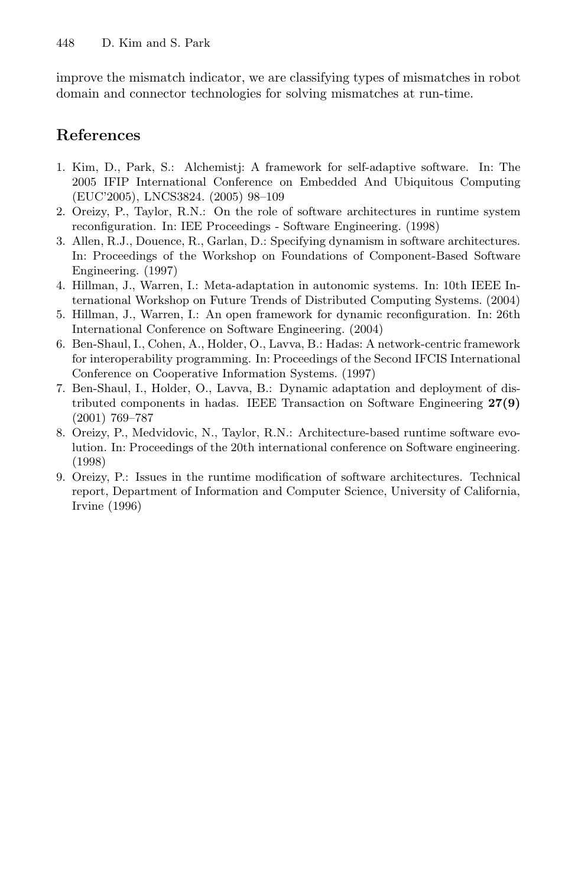improve the mismatch indicator, we are classifying types of mismatches in robot domain and connector technologies for solving mismatches at run-time.

## References

1. Kim, D., Park, S.: Alchemistj: A framework for self-adaptive software. In: The 2005 IFIP International Conference on Embedded And Ubiquitous Computing (EUC'2005), LNCS3824. (2005) 98–109
2. Oreizy, P., Taylor, R.N.: On the role of software architectures in runtime system reconfiguration. In: IEE Proceedings - Software Engineering. (1998)
3. Allen, R.J., Douence, R., Garlan, D.: Specifying dynamism in software architectures. In: Proceedings of the Workshop on Foundations of Component-Based Software Engineering. (1997)
4. Hillman, J., Warren, I.: Meta-adaptation in autonomic systems. In: 10th IEEE International Workshop on Future Trends of Distributed Computing Systems. (2004)
5. Hillman, J., Warren, I.: An open framework for dynamic reconfiguration. In: 26th International Conference on Software Engineering. (2004)
6. Ben-Shaul, I., Cohen, A., Holder, O., Lavva, B.: Hadas: A network-centric framework for interoperability programming. In: Proceedings of the Second IFCIS International Conference on Cooperative Information Systems. (1997)
7. Ben-Shaul, I., Holder, O., Lavva, B.: Dynamic adaptation and deployment of distributed components in hadas. IEEE Transaction on Software Engineering **27(9)** (2001) 769–787
8. Oreizy, P., Medvidovic, N., Taylor, R.N.: Architecture-based runtime software evolution. In: Proceedings of the 20th international conference on Software engineering. (1998)
9. Oreizy, P.: Issues in the runtime modification of software architectures. Technical report, Department of Information and Computer Science, University of California, Irvine (1996)